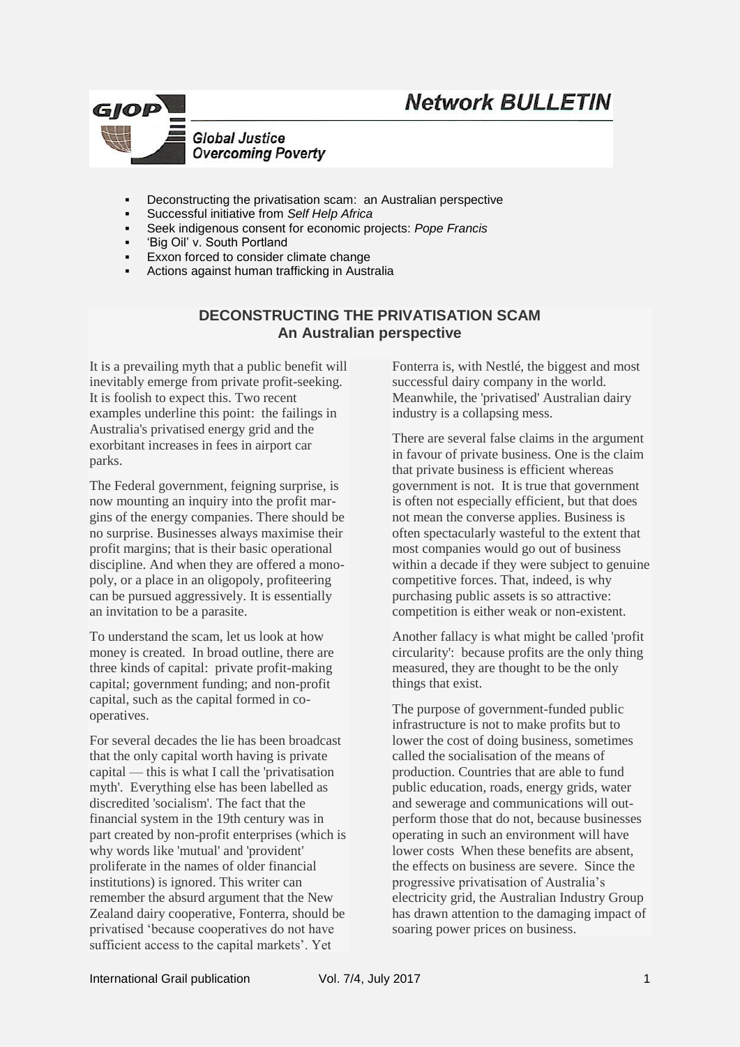# Network BULLETIN

**Global Justice Overcoming Poverty**

- Deconstructing the privatisation scam: an Australian perspective
- Successful initiative from *Self Help Africa*
- Seek indigenous consent for economic projects: *Pope Francis*
- 'Big Oil' v. South Portland
- Exxon forced to consider climate change
- Actions against human trafficking in Australia

## DECONSTRUCTING THE PRIVATISATION SCAM
### An Australian perspective

It is a prevailing myth that a public benefit will inevitably emerge from private profit-seeking. It is foolish to expect this. Two recent examples underline this point: the failings in Australia's privatised energy grid and the exorbitant increases in fees in airport car parks.

The Federal government, feigning surprise, is now mounting an inquiry into the profit margins of the energy companies. There should be no surprise. Businesses always maximise their profit margins; that is their basic operational discipline. And when they are offered a monopoly, or a place in an oligopoly, profiteering can be pursued aggressively. It is essentially an invitation to be a parasite.

To understand the scam, let us look at how money is created. In broad outline, there are three kinds of capital: private profit-making capital; government funding; and non-profit capital, such as the capital formed in co-operatives.

For several decades the lie has been broadcast that the only capital worth having is private capital — this is what I call the 'privatisation myth'. Everything else has been labelled as discredited 'socialism'. The fact that the financial system in the 19th century was in part created by non-profit enterprises (which is why words like 'mutual' and 'provident' proliferate in the names of older financial institutions) is ignored. This writer can remember the absurd argument that the New Zealand dairy cooperative, Fonterra, should be privatised 'because cooperatives do not have sufficient access to the capital markets'. Yet Fonterra is, with Nestlé, the biggest and most successful dairy company in the world. Meanwhile, the 'privatised' Australian dairy industry is a collapsing mess.

There are several false claims in the argument in favour of private business. One is the claim that private business is efficient whereas government is not. It is true that government is often not especially efficient, but that does not mean the converse applies. Business is often spectacularly wasteful to the extent that most companies would go out of business within a decade if they were subject to genuine competitive forces. That, indeed, is why purchasing public assets is so attractive: competition is either weak or non-existent.

Another fallacy is what might be called 'profit circularity': because profits are the only thing measured, they are thought to be the only things that exist.

The purpose of government-funded public infrastructure is not to make profits but to lower the cost of doing business, sometimes called the socialisation of the means of production. Countries that are able to fund public education, roads, energy grids, water and sewerage and communications will out-perform those that do not, because businesses operating in such an environment will have lower costs When these benefits are absent, the effects on business are severe. Since the progressive privatisation of Australia's electricity grid, the Australian Industry Group has drawn attention to the damaging impact of soaring power prices on business.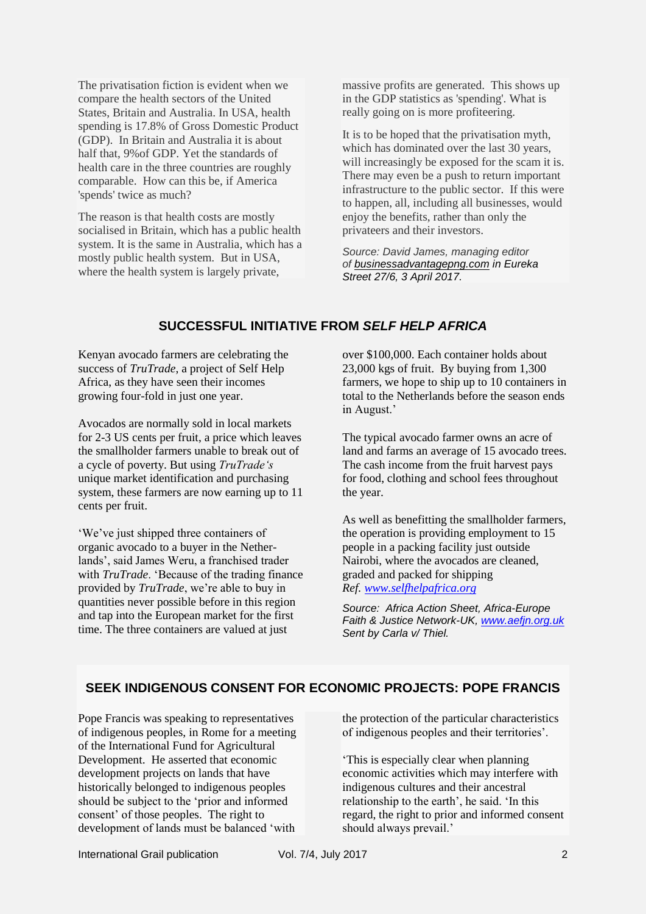The privatisation fiction is evident when we compare the health sectors of the United States, Britain and Australia. In USA, health spending is 17.8% of Gross Domestic Product (GDP). In Britain and Australia it is about half that, 9%of GDP. Yet the standards of health care in the three countries are roughly comparable. How can this be, if America 'spends' twice as much?

The reason is that health costs are mostly socialised in Britain, which has a public health system. It is the same in Australia, which has a mostly public health system. But in USA, where the health system is largely private, massive profits are generated. This shows up in the GDP statistics as 'spending'. What is really going on is more profiteering.

It is to be hoped that the privatisation myth, which has dominated over the last 30 years, will increasingly be exposed for the scam it is. There may even be a push to return important infrastructure to the public sector. If this were to happen, all, including all businesses, would enjoy the benefits, rather than only the privateers and their investors.

*Source: David James, managing editor of businessadvantagepng.com in Eureka Street 27/6, 3 April 2017.*

## SUCCESSFUL INITIATIVE FROM *SELF HELP AFRICA*

Kenyan avocado farmers are celebrating the success of *TruTrade*, a project of Self Help Africa, as they have seen their incomes growing four-fold in just one year.

Avocados are normally sold in local markets for 2-3 US cents per fruit, a price which leaves the smallholder farmers unable to break out of a cycle of poverty. But using *TruTrade's* unique market identification and purchasing system, these farmers are now earning up to 11 cents per fruit.

'We've just shipped three containers of organic avocado to a buyer in the Netherlands', said James Weru, a franchised trader with *TruTrade*. 'Because of the trading finance provided by *TruTrade*, we're able to buy in quantities never possible before in this region and tap into the European market for the first time. The three containers are valued at just over $100,000. Each container holds about 23,000 kgs of fruit. By buying from 1,300 farmers, we hope to ship up to 10 containers in total to the Netherlands before the season ends in August.'

The typical avocado farmer owns an acre of land and farms an average of 15 avocado trees. The cash income from the fruit harvest pays for food, clothing and school fees throughout the year.

As well as benefitting the smallholder farmers, the operation is providing employment to 15 people in a packing facility just outside Nairobi, where the avocados are cleaned, graded and packed for shipping
*Ref. www.selfhelpafrica.org*

*Source: Africa Action Sheet, Africa-Europe Faith & Justice Network-UK, www.aefjn.org.uk Sent by Carla v/ Thiel.*

## SEEK INDIGENOUS CONSENT FOR ECONOMIC PROJECTS: POPE FRANCIS

Pope Francis was speaking to representatives of indigenous peoples, in Rome for a meeting of the International Fund for Agricultural Development. He asserted that economic development projects on lands that have historically belonged to indigenous peoples should be subject to the 'prior and informed consent' of those peoples. The right to development of lands must be balanced 'with the protection of the particular characteristics of indigenous peoples and their territories'.

'This is especially clear when planning economic activities which may interfere with indigenous cultures and their ancestral relationship to the earth', he said. 'In this regard, the right to prior and informed consent should always prevail.'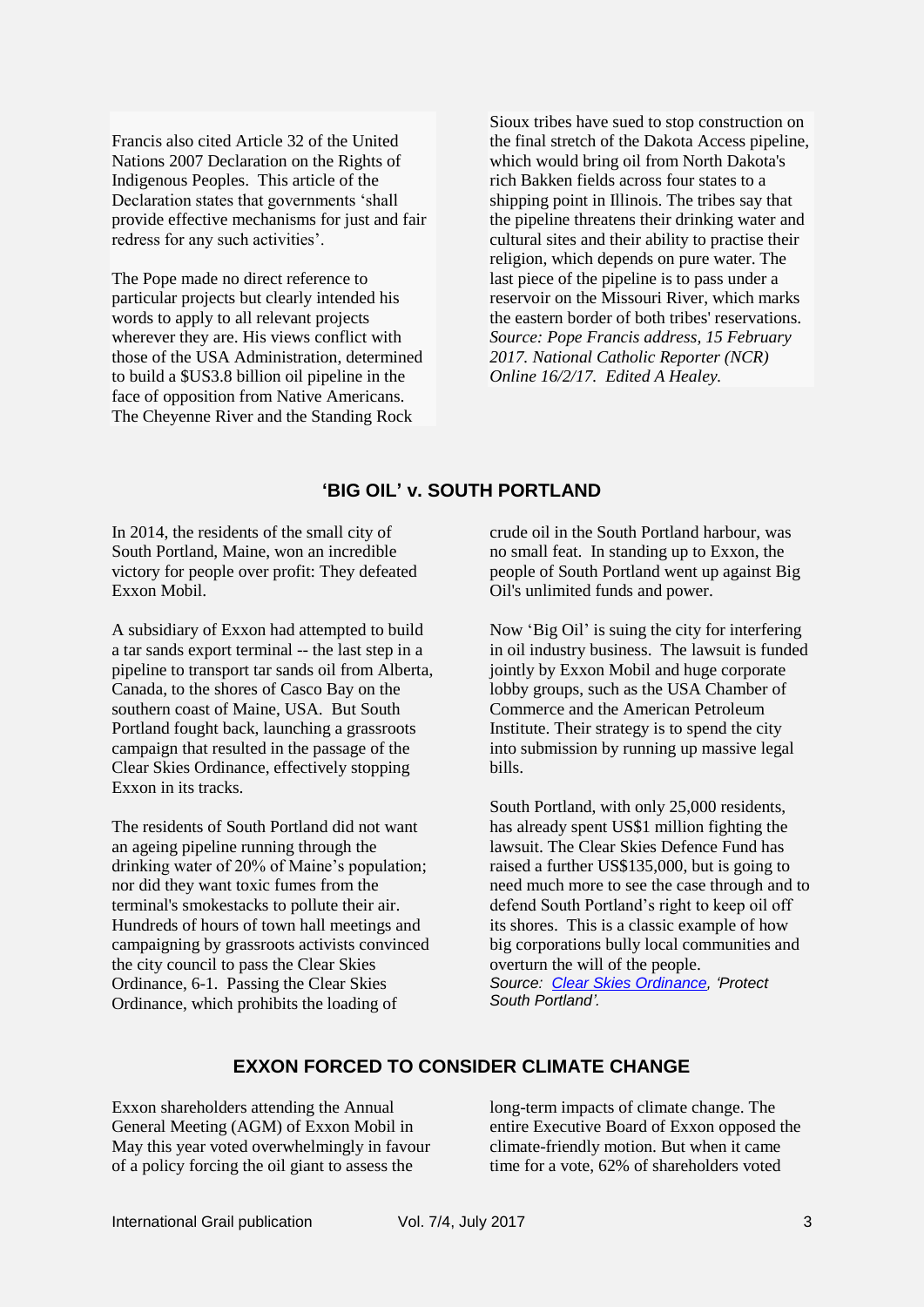Francis also cited Article 32 of the United Nations 2007 Declaration on the Rights of Indigenous Peoples. This article of the Declaration states that governments 'shall provide effective mechanisms for just and fair redress for any such activities'.

The Pope made no direct reference to particular projects but clearly intended his words to apply to all relevant projects wherever they are. His views conflict with those of the USA Administration, determined to build a $US3.8 billion oil pipeline in the face of opposition from Native Americans. The Cheyenne River and the Standing Rock Sioux tribes have sued to stop construction on the final stretch of the Dakota Access pipeline, which would bring oil from North Dakota's rich Bakken fields across four states to a shipping point in Illinois. The tribes say that the pipeline threatens their drinking water and cultural sites and their ability to practise their religion, which depends on pure water. The last piece of the pipeline is to pass under a reservoir on the Missouri River, which marks the eastern border of both tribes' reservations.
*Source: Pope Francis address, 15 February 2017. National Catholic Reporter (NCR) Online 16/2/17. Edited A Healey.*

## 'BIG OIL' v. SOUTH PORTLAND

In 2014, the residents of the small city of South Portland, Maine, won an incredible victory for people over profit: They defeated Exxon Mobil.

A subsidiary of Exxon had attempted to build a tar sands export terminal -- the last step in a pipeline to transport tar sands oil from Alberta, Canada, to the shores of Casco Bay on the southern coast of Maine, USA. But South Portland fought back, launching a grassroots campaign that resulted in the passage of the Clear Skies Ordinance, effectively stopping Exxon in its tracks.

The residents of South Portland did not want an ageing pipeline running through the drinking water of 20% of Maine's population; nor did they want toxic fumes from the terminal's smokestacks to pollute their air. Hundreds of hours of town hall meetings and campaigning by grassroots activists convinced the city council to pass the Clear Skies Ordinance, 6-1. Passing the Clear Skies Ordinance, which prohibits the loading of crude oil in the South Portland harbour, was no small feat. In standing up to Exxon, the people of South Portland went up against Big Oil's unlimited funds and power.

Now 'Big Oil' is suing the city for interfering in oil industry business. The lawsuit is funded jointly by Exxon Mobil and huge corporate lobby groups, such as the USA Chamber of Commerce and the American Petroleum Institute. Their strategy is to spend the city into submission by running up massive legal bills.

South Portland, with only 25,000 residents, has already spent US$1 million fighting the lawsuit. The Clear Skies Defence Fund has raised a further US$135,000, but is going to need much more to see the case through and to defend South Portland's right to keep oil off its shores. This is a classic example of how big corporations bully local communities and overturn the will of the people.
*Source: Clear Skies Ordinance, 'Protect South Portland'.*

## EXXON FORCED TO CONSIDER CLIMATE CHANGE

Exxon shareholders attending the Annual General Meeting (AGM) of Exxon Mobil in May this year voted overwhelmingly in favour of a policy forcing the oil giant to assess the long-term impacts of climate change. The entire Executive Board of Exxon opposed the climate-friendly motion. But when it came time for a vote, 62% of shareholders voted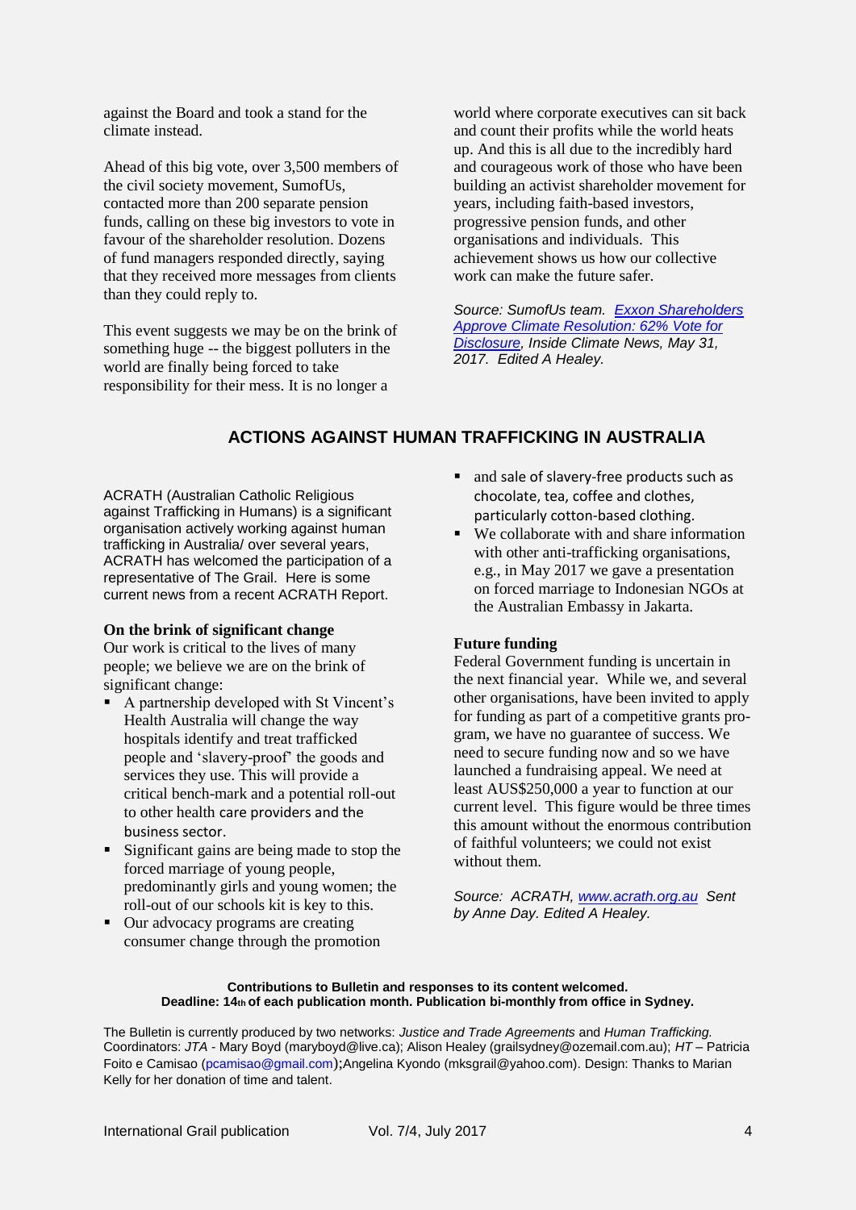against the Board and took a stand for the climate instead.

Ahead of this big vote, over 3,500 members of the civil society movement, SumofUs, contacted more than 200 separate pension funds, calling on these big investors to vote in favour of the shareholder resolution. Dozens of fund managers responded directly, saying that they received more messages from clients than they could reply to.

This event suggests we may be on the brink of something huge -- the biggest polluters in the world are finally being forced to take responsibility for their mess. It is no longer a world where corporate executives can sit back and count their profits while the world heats up. And this is all due to the incredibly hard and courageous work of those who have been building an activist shareholder movement for years, including faith-based investors, progressive pension funds, and other organisations and individuals. This achievement shows us how our collective work can make the future safer.

*Source: SumofUs team. Exxon Shareholders Approve Climate Resolution: 62% Vote for Disclosure, Inside Climate News, May 31, 2017. Edited A Healey.*

## ACTIONS AGAINST HUMAN TRAFFICKING IN AUSTRALIA

ACRATH (Australian Catholic Religious against Trafficking in Humans) is a significant organisation actively working against human trafficking in Australia/ over several years, ACRATH has welcomed the participation of a representative of The Grail. Here is some current news from a recent ACRATH Report.

**On the brink of significant change**

Our work is critical to the lives of many people; we believe we are on the brink of significant change:

- A partnership developed with St Vincent's Health Australia will change the way hospitals identify and treat trafficked people and 'slavery-proof' the goods and services they use. This will provide a critical bench-mark and a potential roll-out to other health care providers and the business sector.
- Significant gains are being made to stop the forced marriage of young people, predominantly girls and young women; the roll-out of our schools kit is key to this.
- Our advocacy programs are creating consumer change through the promotion and sale of slavery-free products such as chocolate, tea, coffee and clothes, particularly cotton-based clothing.
- We collaborate with and share information with other anti-trafficking organisations, e.g., in May 2017 we gave a presentation on forced marriage to Indonesian NGOs at the Australian Embassy in Jakarta.

**Future funding**

Federal Government funding is uncertain in the next financial year. While we, and several other organisations, have been invited to apply for funding as part of a competitive grants program, we have no guarantee of success. We need to secure funding now and so we have launched a fundraising appeal. We need at least AUS$250,000 a year to function at our current level. This figure would be three times this amount without the enormous contribution of faithful volunteers; we could not exist without them.

*Source: ACRATH, www.acrath.org.au Sent by Anne Day. Edited A Healey.*

**Contributions to Bulletin and responses to its content welcomed.**
**Deadline: 14th of each publication month. Publication bi-monthly from office in Sydney.**

The Bulletin is currently produced by two networks: *Justice and Trade Agreements* and *Human Trafficking.* Coordinators: *JTA* - Mary Boyd (maryboyd@live.ca); Alison Healey (grailsydney@ozemail.com.au); *HT* – Patricia Foito e Camisao (pcamisao@gmail.com);Angelina Kyondo (mksgrail@yahoo.com). Design: Thanks to Marian Kelly for her donation of time and talent.